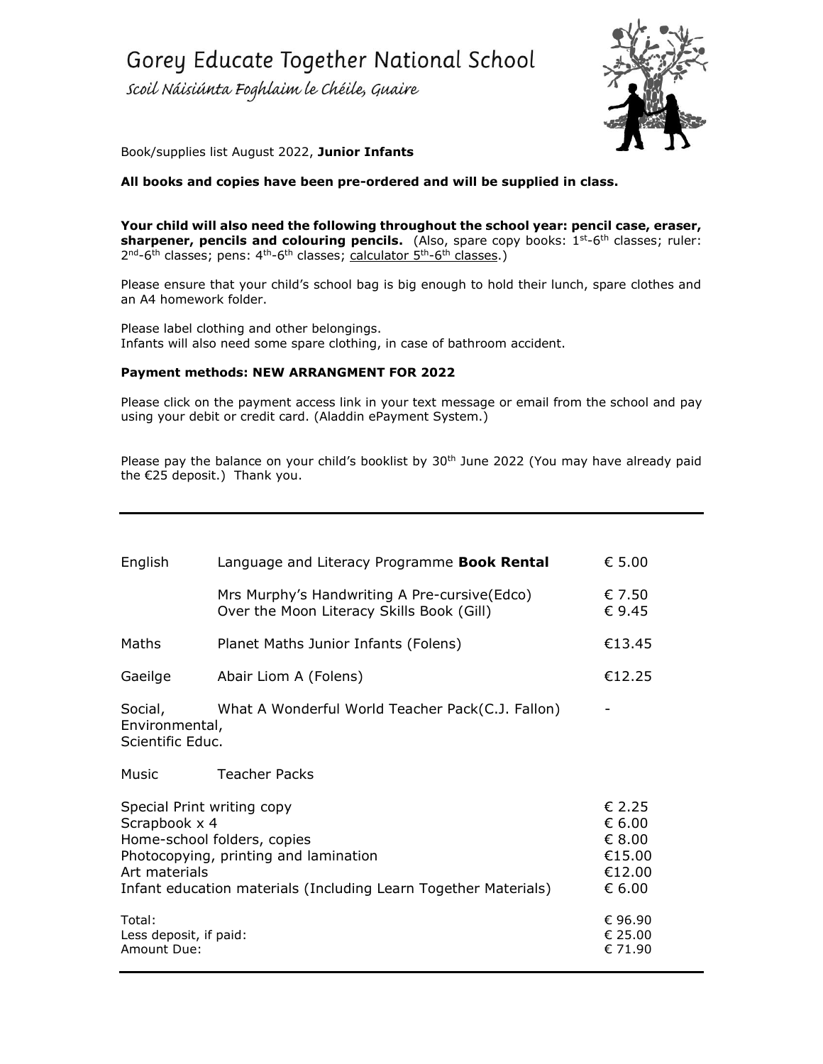# Gorey Educate Together National School

*Scoil Náisiúnta Foghlaim le Chéile, Guaire*

Book/supplies list August 2022, **Junior Infants**

**All books and copies have been pre-ordered and will be supplied in class.**

**Your child will also need the following throughout the school year: pencil case, eraser, sharpener, pencils and colouring pencils.** (Also, spare copy books: 1st-6th classes; ruler: 2nd-6th classes; pens: 4th-6th classes; calculator 5th-6th classes.)

Please ensure that your child's school bag is big enough to hold their lunch, spare clothes and an A4 homework folder.

Please label clothing and other belongings.
Infants will also need some spare clothing, in case of bathroom accident.

**Payment methods: NEW ARRANGMENT FOR 2022**

Please click on the payment access link in your text message or email from the school and pay using your debit or credit card. (Aladdin ePayment System.)

Please pay the balance on your child's booklist by 30th June 2022 (You may have already paid the €25 deposit.) Thank you.

---

| Subject | Item | Cost |
|---|---|---|
| English | Language and Literacy Programme **Book Rental** | € 5.00 |
| | Mrs Murphy's Handwriting A Pre-cursive(Edco) | € 7.50 |
| | Over the Moon Literacy Skills Book (Gill) | € 9.45 |
| Maths | Planet Maths Junior Infants (Folens) | €13.45 |
| Gaeilge | Abair Liom A (Folens) | €12.25 |
| Social, Environmental, Scientific Educ. | What A Wonderful World Teacher Pack(C.J. Fallon) | - |
| Music | Teacher Packs | |
| Special Print writing copy | | € 2.25 |
| Scrapbook x 4 | | € 6.00 |
| Home-school folders, copies | | € 8.00 |
| Photocopying, printing and lamination | | €15.00 |
| Art materials | | €12.00 |
| Infant education materials (Including Learn Together Materials) | | € 6.00 |
| Total: | | € 96.90 |
| Less deposit, if paid: | | € 25.00 |
| Amount Due: | | € 71.90 |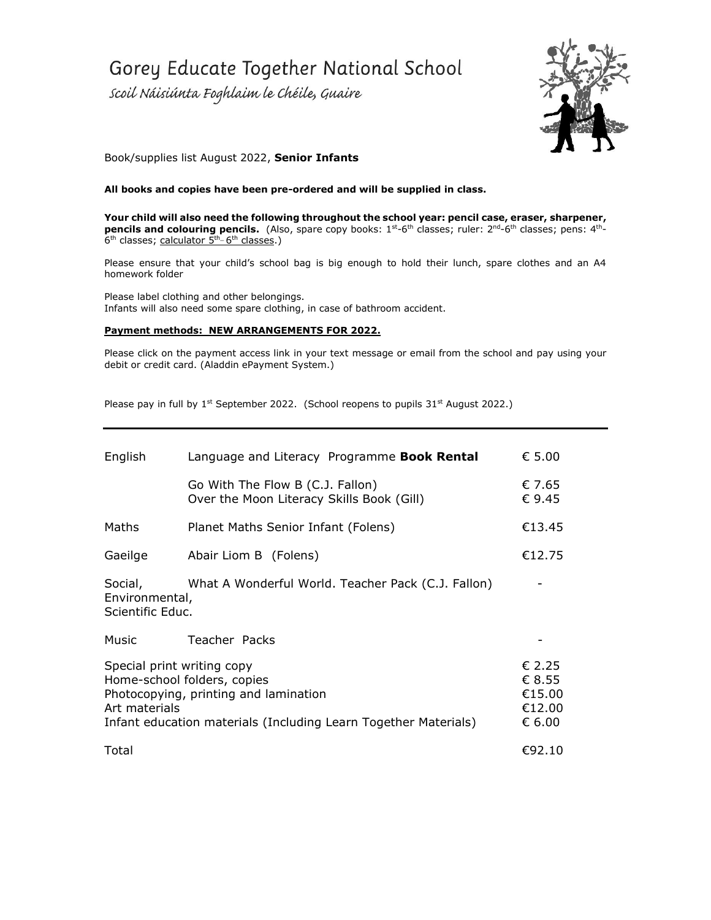# Gorey Educate Together National School

*Scoil Náisiúnta Foghlaim le Chéile, Guaire*

Book/supplies list August 2022, **Senior Infants**

**All books and copies have been pre-ordered and will be supplied in class.**

**Your child will also need the following throughout the school year: pencil case, eraser, sharpener, pencils and colouring pencils.** (Also, spare copy books: 1st-6th classes; ruler: 2nd-6th classes; pens: 4th-6th classes; calculator 5th- 6th classes.)

Please ensure that your child's school bag is big enough to hold their lunch, spare clothes and an A4 homework folder

Please label clothing and other belongings.
Infants will also need some spare clothing, in case of bathroom accident.

**Payment methods: NEW ARRANGEMENTS FOR 2022.**

Please click on the payment access link in your text message or email from the school and pay using your debit or credit card. (Aladdin ePayment System.)

Please pay in full by 1st September 2022. (School reopens to pupils 31st August 2022.)

---

| Subject | Item | Cost |
|---|---|---|
| English | Language and Literacy Programme **Book Rental** | € 5.00 |
| | Go With The Flow B (C.J. Fallon) | € 7.65 |
| | Over the Moon Literacy Skills Book (Gill) | € 9.45 |
| Maths | Planet Maths Senior Infant (Folens) | €13.45 |
| Gaeilge | Abair Liom B (Folens) | €12.75 |
| Social, Environmental, Scientific Educ. | What A Wonderful World. Teacher Pack (C.J. Fallon) | - |
| Music | Teacher Packs | - |
| Special print writing copy | | € 2.25 |
| Home-school folders, copies | | € 8.55 |
| Photocopying, printing and lamination | | €15.00 |
| Art materials | | €12.00 |
| Infant education materials (Including Learn Together Materials) | | € 6.00 |
| Total | | €92.10 |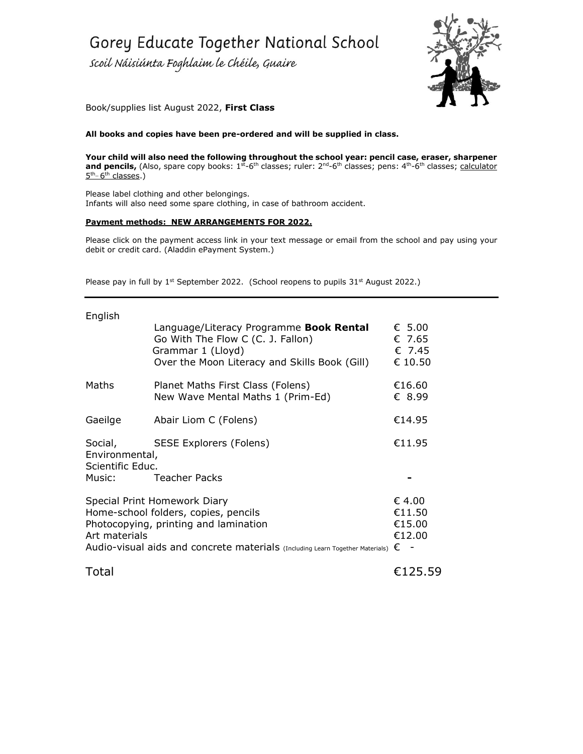# Gorey Educate Together National School

*Scoil Náisiúnta Foghlaim le Chéile, Guaire*

Book/supplies list August 2022, **First Class**

**All books and copies have been pre-ordered and will be supplied in class.**

**Your child will also need the following throughout the school year: pencil case, eraser, sharpener and pencils,** (Also, spare copy books: 1st-6th classes; ruler: 2nd-6th classes; pens: 4th-6th classes; calculator 5th-6th classes.)

Please label clothing and other belongings.
Infants will also need some spare clothing, in case of bathroom accident.

**Payment methods: NEW ARRANGEMENTS FOR 2022.**

Please click on the payment access link in your text message or email from the school and pay using your debit or credit card. (Aladdin ePayment System.)

Please pay in full by 1st September 2022. (School reopens to pupils 31st August 2022.)

---

| Subject | Item | Cost |
|---|---|---|
| English | Language/Literacy Programme **Book Rental** | € 5.00 |
| | Go With The Flow C (C. J. Fallon) | € 7.65 |
| | Grammar 1 (Lloyd) | € 7.45 |
| | Over the Moon Literacy and Skills Book (Gill) | € 10.50 |
| Maths | Planet Maths First Class (Folens) | €16.60 |
| | New Wave Mental Maths 1 (Prim-Ed) | € 8.99 |
| Gaeilge | Abair Liom C (Folens) | €14.95 |
| Social, Environmental, Scientific Educ. | SESE Explorers (Folens) | €11.95 |
| Music: | Teacher Packs | - |
| Special Print Homework Diary | | € 4.00 |
| Home-school folders, copies, pencils | | €11.50 |
| Photocopying, printing and lamination | | €15.00 |
| Art materials | | €12.00 |
| Audio-visual aids and concrete materials (Including Learn Together Materials) | | € - |
| Total | | €125.59 |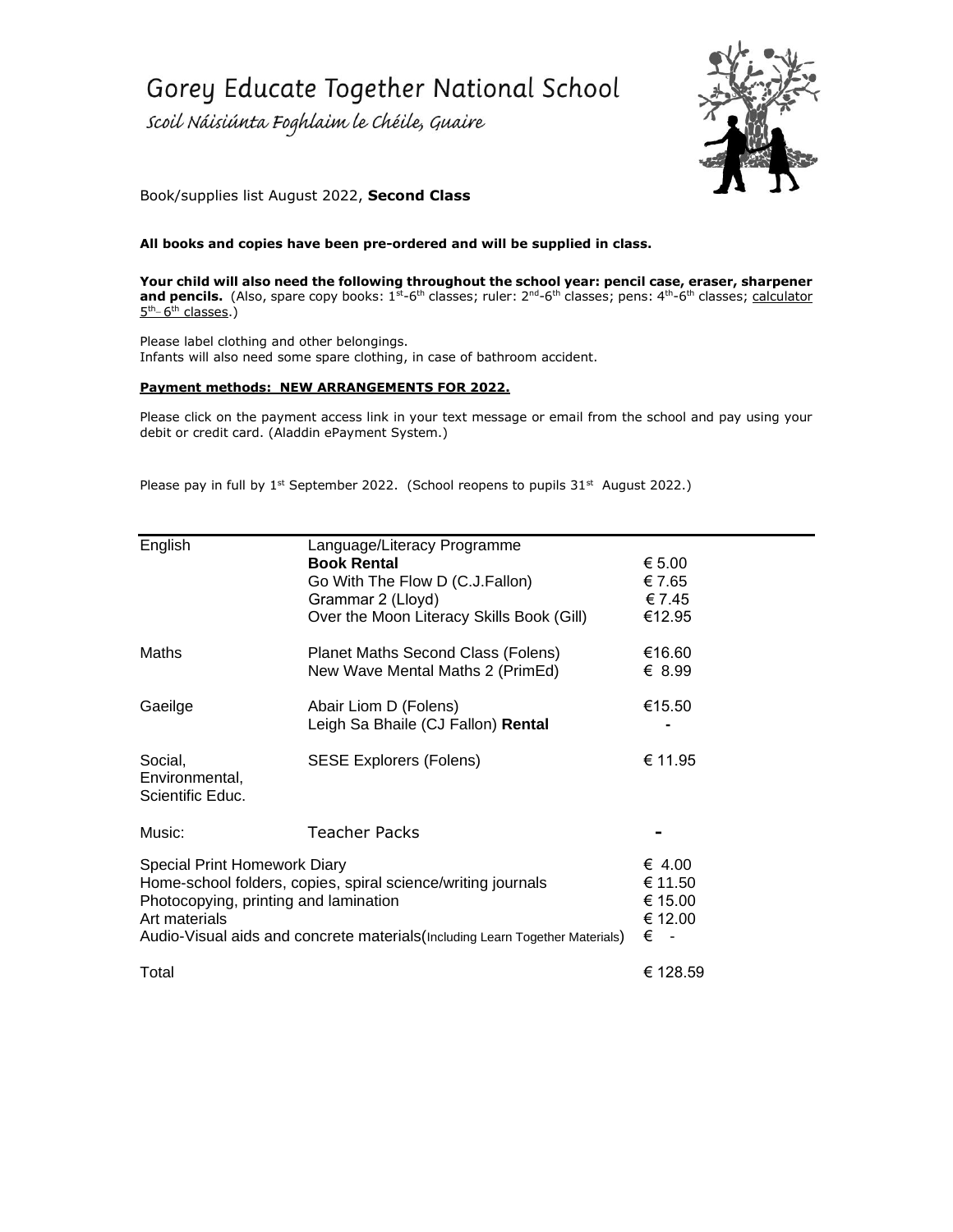# Gorey Educate Together National School

*Scoil Náisiúnta Foghlaim le Chéile, Guaire*

Book/supplies list August 2022, **Second Class**

**All books and copies have been pre-ordered and will be supplied in class.**

**Your child will also need the following throughout the school year: pencil case, eraser, sharpener and pencils.** (Also, spare copy books: 1st-6th classes; ruler: 2nd-6th classes; pens: 4th-6th classes; calculator 5th–6th classes.)

Please label clothing and other belongings.
Infants will also need some spare clothing, in case of bathroom accident.

**Payment methods: NEW ARRANGEMENTS FOR 2022.**

Please click on the payment access link in your text message or email from the school and pay using your debit or credit card. (Aladdin ePayment System.)

Please pay in full by 1st September 2022. (School reopens to pupils 31st August 2022.)

| | | |
|---|---|---|
| English | Language/Literacy Programme | |
| | **Book Rental** | € 5.00 |
| | Go With The Flow D (C.J.Fallon) | € 7.65 |
| | Grammar 2 (Lloyd) | € 7.45 |
| | Over the Moon Literacy Skills Book (Gill) | €12.95 |
| Maths | Planet Maths Second Class (Folens) | €16.60 |
| | New Wave Mental Maths 2 (PrimEd) | € 8.99 |
| Gaeilge | Abair Liom D (Folens) | €15.50 |
| | Leigh Sa Bhaile (CJ Fallon) **Rental** | - |
| Social, Environmental, Scientific Educ. | SESE Explorers (Folens) | € 11.95 |
| Music: | Teacher Packs | - |
| Special Print Homework Diary | | € 4.00 |
| Home-school folders, copies, spiral science/writing journals | | € 11.50 |
| Photocopying, printing and lamination | | € 15.00 |
| Art materials | | € 12.00 |
| Audio-Visual aids and concrete materials(Including Learn Together Materials) | | € - |
| Total | | € 128.59 |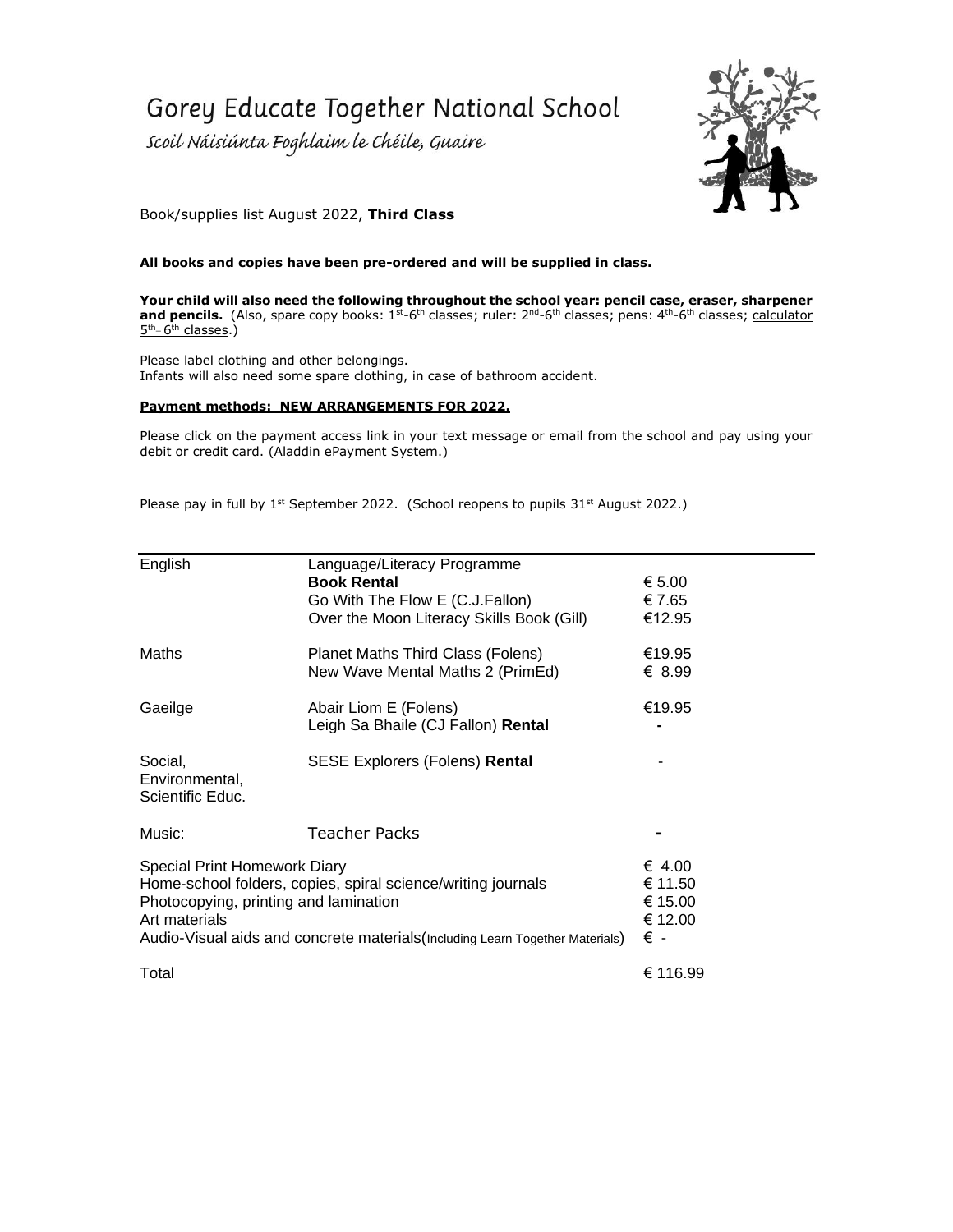# Gorey Educate Together National School

## Scoil Náisiúnta Foghlaim le Chéile, Guaire

Book/supplies list August 2022, **Third Class**

**All books and copies have been pre-ordered and will be supplied in class.**

**Your child will also need the following throughout the school year: pencil case, eraser, sharpener and pencils.** (Also, spare copy books: 1st-6th classes; ruler: 2nd-6th classes; pens: 4th-6th classes; calculator 5th–6th classes.)

Please label clothing and other belongings.
Infants will also need some spare clothing, in case of bathroom accident.

**Payment methods: NEW ARRANGEMENTS FOR 2022.**

Please click on the payment access link in your text message or email from the school and pay using your debit or credit card. (Aladdin ePayment System.)

Please pay in full by 1st September 2022. (School reopens to pupils 31st August 2022.)

| | | |
|---|---|---|
| English | Language/Literacy Programme | |
| | **Book Rental** | € 5.00 |
| | Go With The Flow E (C.J.Fallon) | € 7.65 |
| | Over the Moon Literacy Skills Book (Gill) | €12.95 |
| Maths | Planet Maths Third Class (Folens) | €19.95 |
| | New Wave Mental Maths 2 (PrimEd) | € 8.99 |
| Gaeilge | Abair Liom E (Folens) | €19.95 |
| | Leigh Sa Bhaile (CJ Fallon) **Rental** | - |
| Social, Environmental, Scientific Educ. | SESE Explorers (Folens) **Rental** | - |
| Music: | Teacher Packs | - |
| Special Print Homework Diary | | € 4.00 |
| Home-school folders, copies, spiral science/writing journals | | € 11.50 |
| Photocopying, printing and lamination | | € 15.00 |
| Art materials | | € 12.00 |
| Audio-Visual aids and concrete materials (Including Learn Together Materials) | | € - |
| Total | | € 116.99 |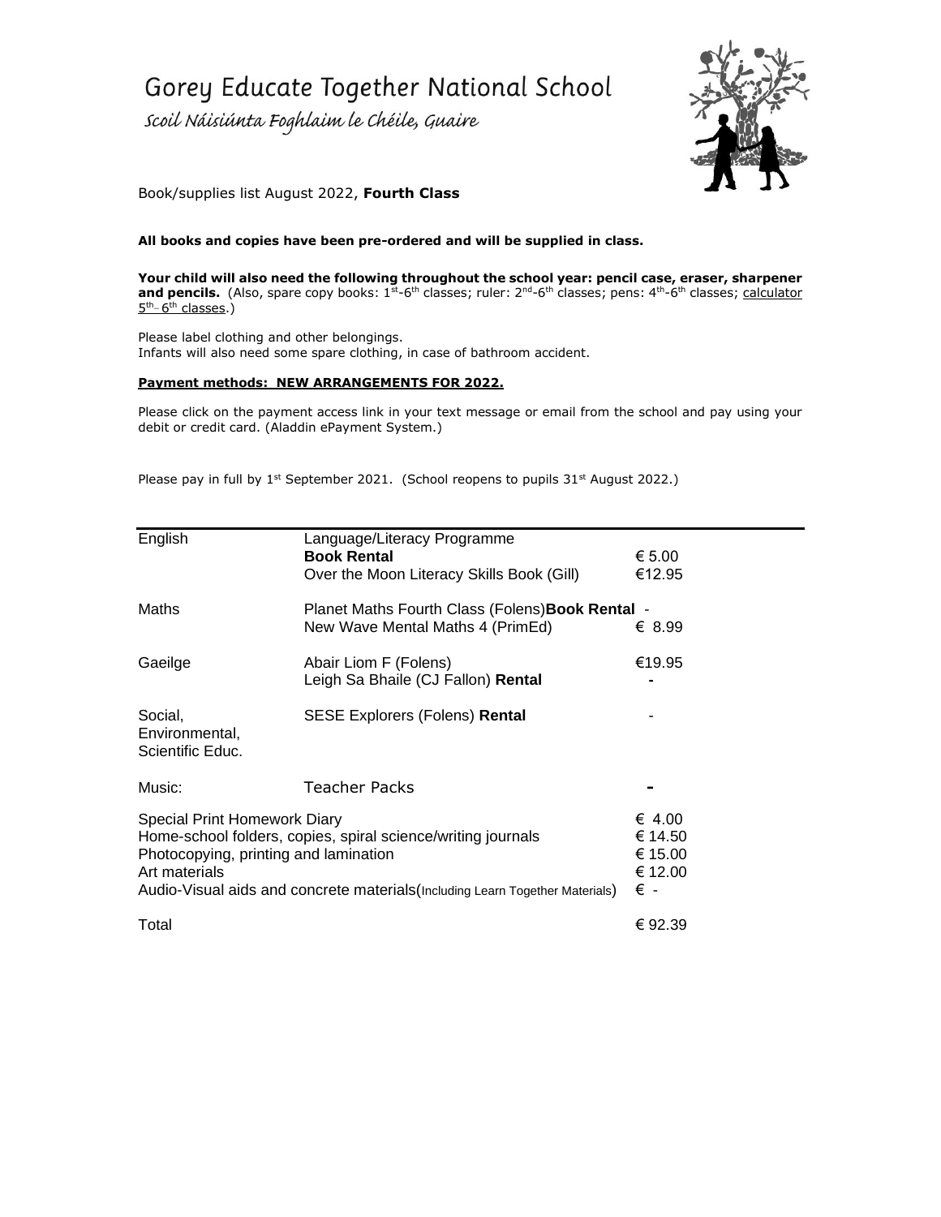# Gorey Educate Together National School

*Scoil Náisiúnta Foghlaim le Chéile, Guaire*

Book/supplies list August 2022, **Fourth Class**

**All books and copies have been pre-ordered and will be supplied in class.**

**Your child will also need the following throughout the school year: pencil case, eraser, sharpener and pencils.** (Also, spare copy books: 1st-6th classes; ruler: 2nd-6th classes; pens: 4th-6th classes; calculator 5th–6th classes.)

Please label clothing and other belongings.
Infants will also need some spare clothing, in case of bathroom accident.

**Payment methods: NEW ARRANGEMENTS FOR 2022.**

Please click on the payment access link in your text message or email from the school and pay using your debit or credit card. (Aladdin ePayment System.)

Please pay in full by 1st September 2021. (School reopens to pupils 31st August 2022.)

| | | |
|---|---|---|
| English | Language/Literacy Programme **Book Rental** | € 5.00 |
| | Over the Moon Literacy Skills Book (Gill) | €12.95 |
| Maths | Planet Maths Fourth Class (Folens) **Book Rental** | - |
| | New Wave Mental Maths 4 (PrimEd) | € 8.99 |
| Gaeilge | Abair Liom F (Folens) | €19.95 |
| | Leigh Sa Bhaile (CJ Fallon) **Rental** | - |
| Social, Environmental, Scientific Educ. | SESE Explorers (Folens) **Rental** | - |
| Music: | Teacher Packs | - |
| Special Print Homework Diary | | € 4.00 |
| Home-school folders, copies, spiral science/writing journals | | € 14.50 |
| Photocopying, printing and lamination | | € 15.00 |
| Art materials | | € 12.00 |
| Audio-Visual aids and concrete materials (Including Learn Together Materials) | | € - |
| Total | | € 92.39 |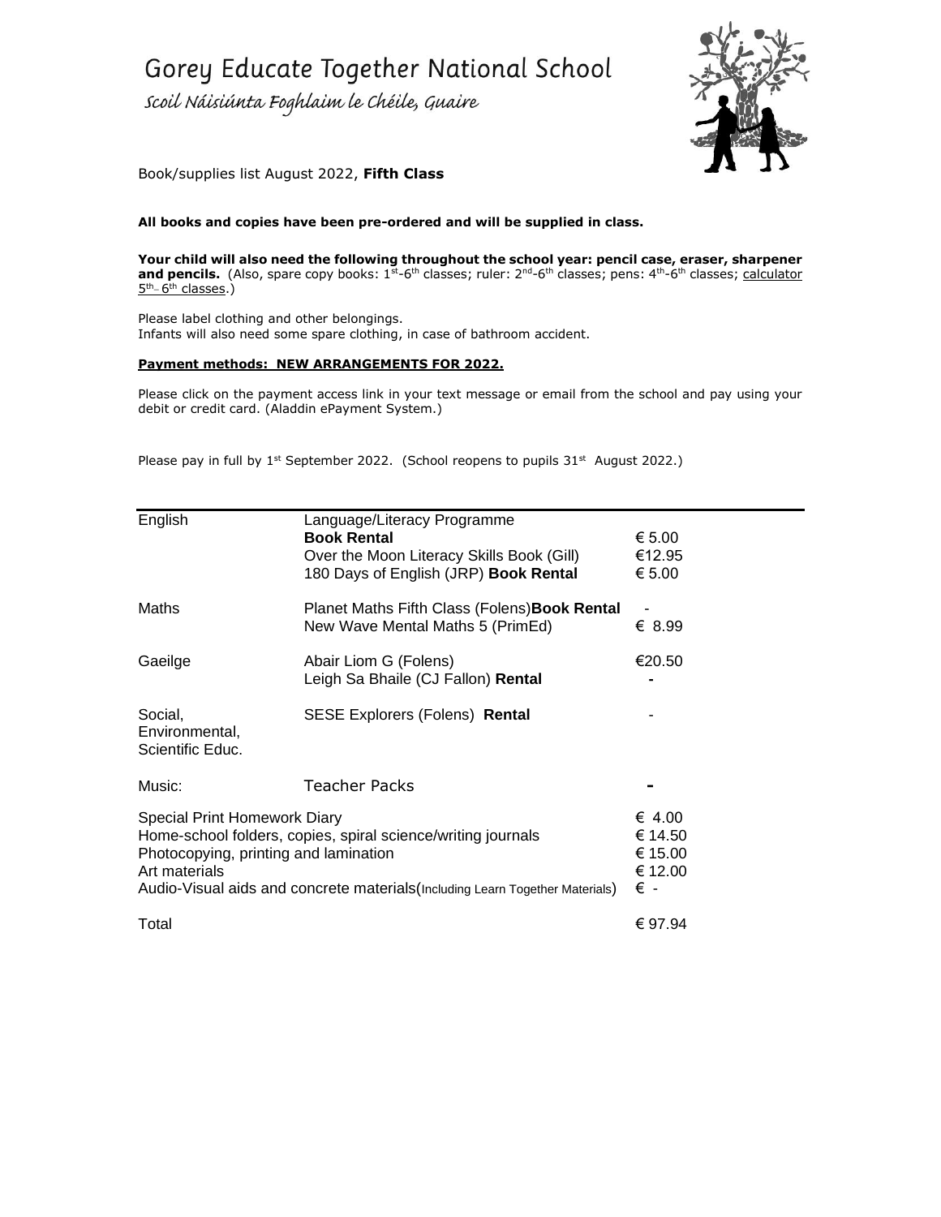# Gorey Educate Together National School

*Scoil Náisiúnta Foghlaim le Chéile, Guaire*

Book/supplies list August 2022, **Fifth Class**

**All books and copies have been pre-ordered and will be supplied in class.**

**Your child will also need the following throughout the school year: pencil case, eraser, sharpener and pencils.** (Also, spare copy books: 1st-6th classes; ruler: 2nd-6th classes; pens: 4th-6th classes; calculator 5th- 6th classes.)

Please label clothing and other belongings.
Infants will also need some spare clothing, in case of bathroom accident.

**Payment methods: NEW ARRANGEMENTS FOR 2022.**

Please click on the payment access link in your text message or email from the school and pay using your debit or credit card. (Aladdin ePayment System.)

Please pay in full by 1st September 2022. (School reopens to pupils 31st August 2022.)

| | | |
|---|---|---|
| English | Language/Literacy Programme **Book Rental** | € 5.00 |
| | Over the Moon Literacy Skills Book (Gill) | €12.95 |
| | 180 Days of English (JRP) **Book Rental** | € 5.00 |
| Maths | Planet Maths Fifth Class (Folens) **Book Rental** | - |
| | New Wave Mental Maths 5 (PrimEd) | € 8.99 |
| Gaeilge | Abair Liom G (Folens) | €20.50 |
| | Leigh Sa Bhaile (CJ Fallon) **Rental** | - |
| Social, Environmental, Scientific Educ. | SESE Explorers (Folens) **Rental** | - |
| Music: | Teacher Packs | - |
| Special Print Homework Diary | | € 4.00 |
| Home-school folders, copies, spiral science/writing journals | | € 14.50 |
| Photocopying, printing and lamination | | € 15.00 |
| Art materials | | € 12.00 |
| Audio-Visual aids and concrete materials (Including Learn Together Materials) | | € - |
| Total | | € 97.94 |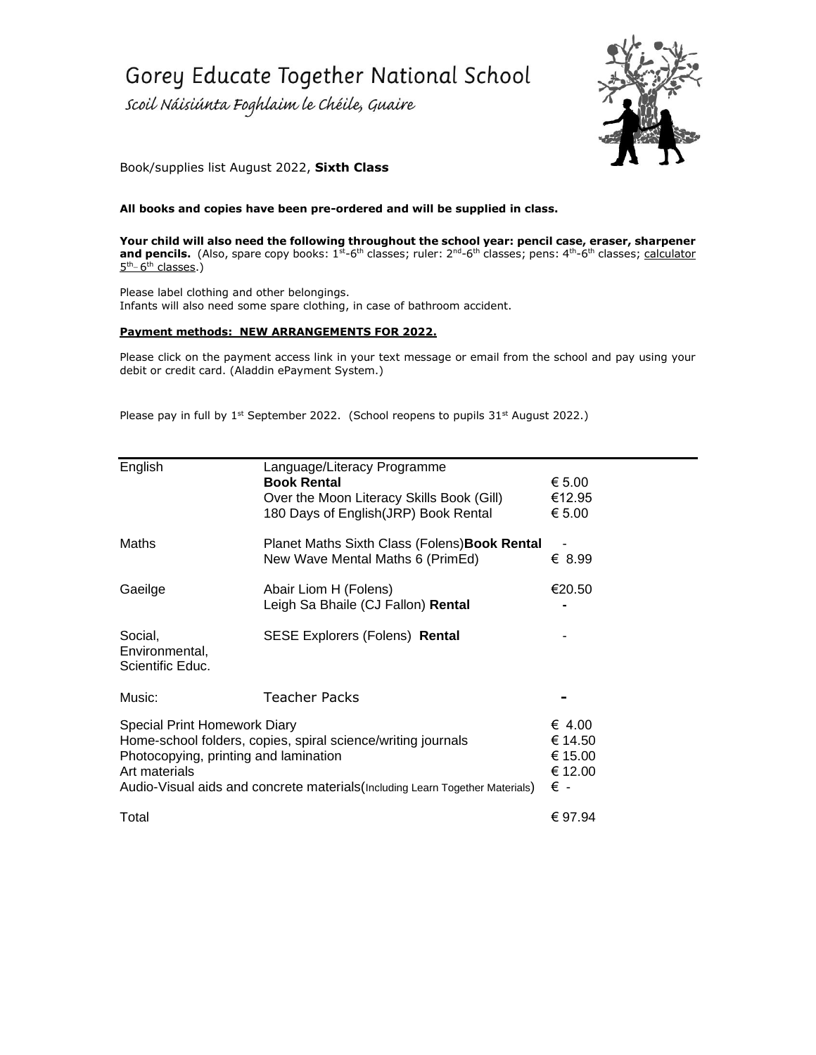# Gorey Educate Together National School

*Scoil Náisiúnta Foghlaim le Chéile, Guaire*

Book/supplies list August 2022, **Sixth Class**

**All books and copies have been pre-ordered and will be supplied in class.**

**Your child will also need the following throughout the school year: pencil case, eraser, sharpener and pencils.** (Also, spare copy books: 1st-6th classes; ruler: 2nd-6th classes; pens: 4th-6th classes; calculator 5th–6th classes.)

Please label clothing and other belongings.
Infants will also need some spare clothing, in case of bathroom accident.

**Payment methods: NEW ARRANGEMENTS FOR 2022.**

Please click on the payment access link in your text message or email from the school and pay using your debit or credit card. (Aladdin ePayment System.)

Please pay in full by 1st September 2022. (School reopens to pupils 31st August 2022.)

| | | |
|---|---|---|
| English | Language/Literacy Programme | |
| | **Book Rental** | € 5.00 |
| | Over the Moon Literacy Skills Book (Gill) | €12.95 |
| | 180 Days of English(JRP) Book Rental | € 5.00 |
| Maths | Planet Maths Sixth Class (Folens)**Book Rental** | - |
| | New Wave Mental Maths 6 (PrimEd) | € 8.99 |
| Gaeilge | Abair Liom H (Folens) | €20.50 |
| | Leigh Sa Bhaile (CJ Fallon) **Rental** | - |
| Social, Environmental, Scientific Educ. | SESE Explorers (Folens) **Rental** | - |
| Music: | Teacher Packs | - |
| Special Print Homework Diary | | € 4.00 |
| Home-school folders, copies, spiral science/writing journals | | € 14.50 |
| Photocopying, printing and lamination | | € 15.00 |
| Art materials | | € 12.00 |
| Audio-Visual aids and concrete materials(Including Learn Together Materials) | | € - |
| Total | | € 97.94 |